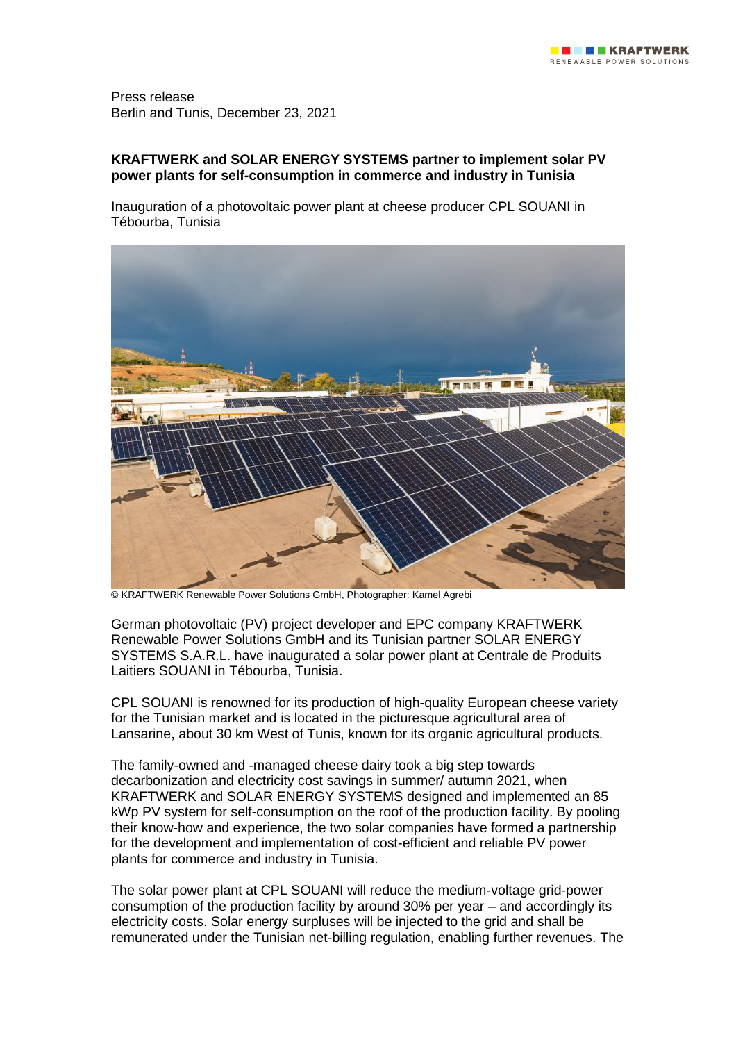Press release
Berlin and Tunis, December 23, 2021

**KRAFTWERK and SOLAR ENERGY SYSTEMS partner to implement solar PV power plants for self-consumption in commerce and industry in Tunisia**

Inauguration of a photovoltaic power plant at cheese producer CPL SOUANI in Tébourba, Tunisia

© KRAFTWERK Renewable Power Solutions GmbH, Photographer: Kamel Agrebi

German photovoltaic (PV) project developer and EPC company KRAFTWERK Renewable Power Solutions GmbH and its Tunisian partner SOLAR ENERGY SYSTEMS S.A.R.L. have inaugurated a solar power plant at Centrale de Produits Laitiers SOUANI in Tébourba, Tunisia.

CPL SOUANI is renowned for its production of high-quality European cheese variety for the Tunisian market and is located in the picturesque agricultural area of Lansarine, about 30 km West of Tunis, known for its organic agricultural products.

The family-owned and -managed cheese dairy took a big step towards decarbonization and electricity cost savings in summer/ autumn 2021, when KRAFTWERK and SOLAR ENERGY SYSTEMS designed and implemented an 85 kWp PV system for self-consumption on the roof of the production facility. By pooling their know-how and experience, the two solar companies have formed a partnership for the development and implementation of cost-efficient and reliable PV power plants for commerce and industry in Tunisia.

The solar power plant at CPL SOUANI will reduce the medium-voltage grid-power consumption of the production facility by around 30% per year – and accordingly its electricity costs. Solar energy surpluses will be injected to the grid and shall be remunerated under the Tunisian net-billing regulation, enabling further revenues. The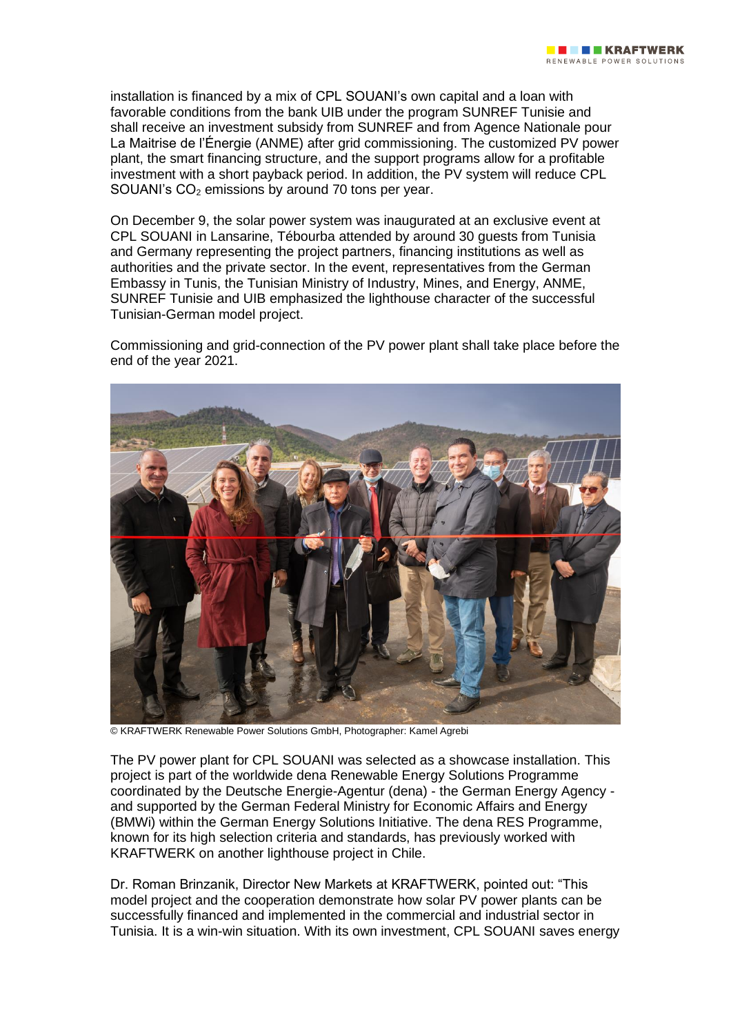installation is financed by a mix of CPL SOUANI's own capital and a loan with favorable conditions from the bank UIB under the program SUNREF Tunisie and shall receive an investment subsidy from SUNREF and from Agence Nationale pour La Maitrise de l'Énergie (ANME) after grid commissioning. The customized PV power plant, the smart financing structure, and the support programs allow for a profitable investment with a short payback period. In addition, the PV system will reduce CPL SOUANI's $CO_2$ emissions by around 70 tons per year.

On December 9, the solar power system was inaugurated at an exclusive event at CPL SOUANI in Lansarine, Tébourba attended by around 30 guests from Tunisia and Germany representing the project partners, financing institutions as well as authorities and the private sector. In the event, representatives from the German Embassy in Tunis, the Tunisian Ministry of Industry, Mines, and Energy, ANME, SUNREF Tunisie and UIB emphasized the lighthouse character of the successful Tunisian-German model project.

Commissioning and grid-connection of the PV power plant shall take place before the end of the year 2021.

© KRAFTWERK Renewable Power Solutions GmbH, Photographer: Kamel Agrebi

The PV power plant for CPL SOUANI was selected as a showcase installation. This project is part of the worldwide dena Renewable Energy Solutions Programme coordinated by the Deutsche Energie-Agentur (dena) - the German Energy Agency - and supported by the German Federal Ministry for Economic Affairs and Energy (BMWi) within the German Energy Solutions Initiative. The dena RES Programme, known for its high selection criteria and standards, has previously worked with KRAFTWERK on another lighthouse project in Chile.

Dr. Roman Brinzanik, Director New Markets at KRAFTWERK, pointed out: "This model project and the cooperation demonstrate how solar PV power plants can be successfully financed and implemented in the commercial and industrial sector in Tunisia. It is a win-win situation. With its own investment, CPL SOUANI saves energy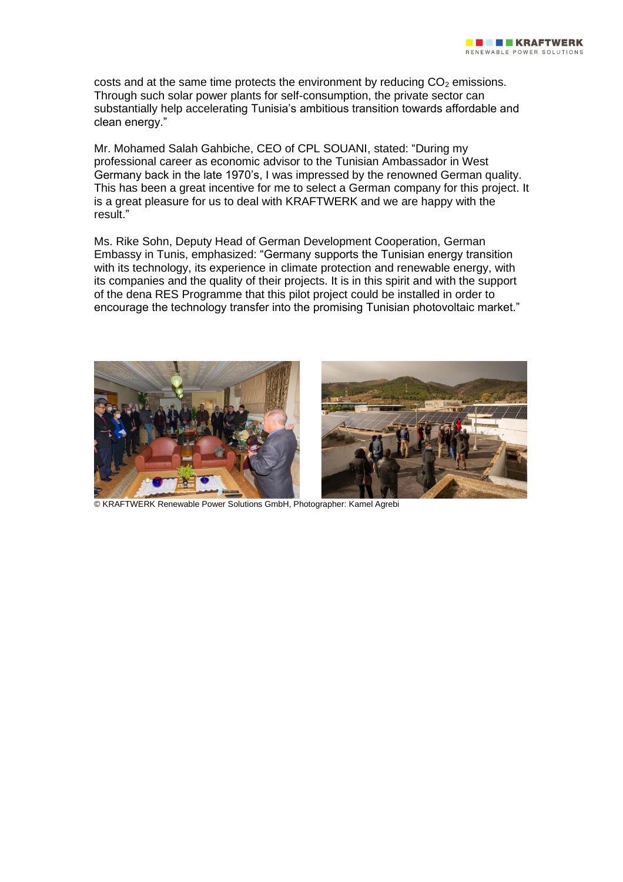costs and at the same time protects the environment by reducing $CO_2$ emissions. Through such solar power plants for self-consumption, the private sector can substantially help accelerating Tunisia's ambitious transition towards affordable and clean energy."

Mr. Mohamed Salah Gahbiche, CEO of CPL SOUANI, stated: "During my professional career as economic advisor to the Tunisian Ambassador in West Germany back in the late 1970's, I was impressed by the renowned German quality. This has been a great incentive for me to select a German company for this project. It is a great pleasure for us to deal with KRAFTWERK and we are happy with the result."

Ms. Rike Sohn, Deputy Head of German Development Cooperation, German Embassy in Tunis, emphasized: "Germany supports the Tunisian energy transition with its technology, its experience in climate protection and renewable energy, with its companies and the quality of their projects. It is in this spirit and with the support of the dena RES Programme that this pilot project could be installed in order to encourage the technology transfer into the promising Tunisian photovoltaic market."

© KRAFTWERK Renewable Power Solutions GmbH, Photographer: Kamel Agrebi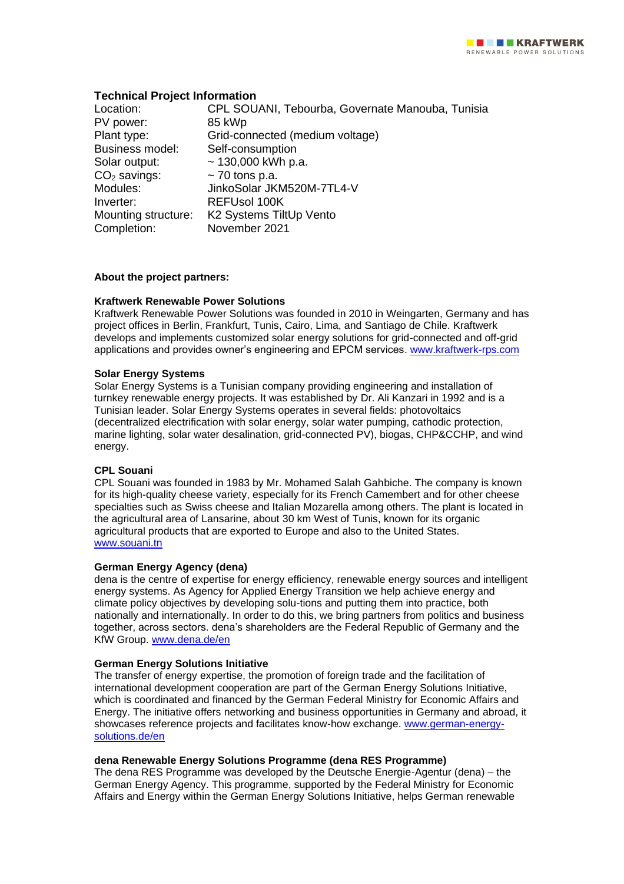### Technical Project Information

| | |
|---|---|
| Location: | CPL SOUANI, Tebourba, Governate Manouba, Tunisia |
| PV power: | 85 kWp |
| Plant type: | Grid-connected (medium voltage) |
| Business model: | Self-consumption |
| Solar output: | ~ 130,000 kWh p.a. |
| $CO_2$ savings: | ~ 70 tons p.a. |
| Modules: | JinkoSolar JKM520M-7TL4-V |
| Inverter: | REFUsol 100K |
| Mounting structure: | K2 Systems TiltUp Vento |
| Completion: | November 2021 |

**About the project partners:**

**Kraftwerk Renewable Power Solutions**
Kraftwerk Renewable Power Solutions was founded in 2010 in Weingarten, Germany and has project offices in Berlin, Frankfurt, Tunis, Cairo, Lima, and Santiago de Chile. Kraftwerk develops and implements customized solar energy solutions for grid-connected and off-grid applications and provides owner's engineering and EPCM services. www.kraftwerk-rps.com

**Solar Energy Systems**
Solar Energy Systems is a Tunisian company providing engineering and installation of turnkey renewable energy projects. It was established by Dr. Ali Kanzari in 1992 and is a Tunisian leader. Solar Energy Systems operates in several fields: photovoltaics (decentralized electrification with solar energy, solar water pumping, cathodic protection, marine lighting, solar water desalination, grid-connected PV), biogas, CHP&CCHP, and wind energy.

**CPL Souani**
CPL Souani was founded in 1983 by Mr. Mohamed Salah Gahbiche. The company is known for its high-quality cheese variety, especially for its French Camembert and for other cheese specialties such as Swiss cheese and Italian Mozarella among others. The plant is located in the agricultural area of Lansarine, about 30 km West of Tunis, known for its organic agricultural products that are exported to Europe and also to the United States. www.souani.tn

**German Energy Agency (dena)**
dena is the centre of expertise for energy efficiency, renewable energy sources and intelligent energy systems. As Agency for Applied Energy Transition we help achieve energy and climate policy objectives by developing solu-tions and putting them into practice, both nationally and internationally. In order to do this, we bring partners from politics and business together, across sectors. dena's shareholders are the Federal Republic of Germany and the KfW Group. www.dena.de/en

**German Energy Solutions Initiative**
The transfer of energy expertise, the promotion of foreign trade and the facilitation of international development cooperation are part of the German Energy Solutions Initiative, which is coordinated and financed by the German Federal Ministry for Economic Affairs and Energy. The initiative offers networking and business opportunities in Germany and abroad, it showcases reference projects and facilitates know-how exchange. www.german-energy-solutions.de/en

**dena Renewable Energy Solutions Programme (dena RES Programme)**
The dena RES Programme was developed by the Deutsche Energie-Agentur (dena) – the German Energy Agency. This programme, supported by the Federal Ministry for Economic Affairs and Energy within the German Energy Solutions Initiative, helps German renewable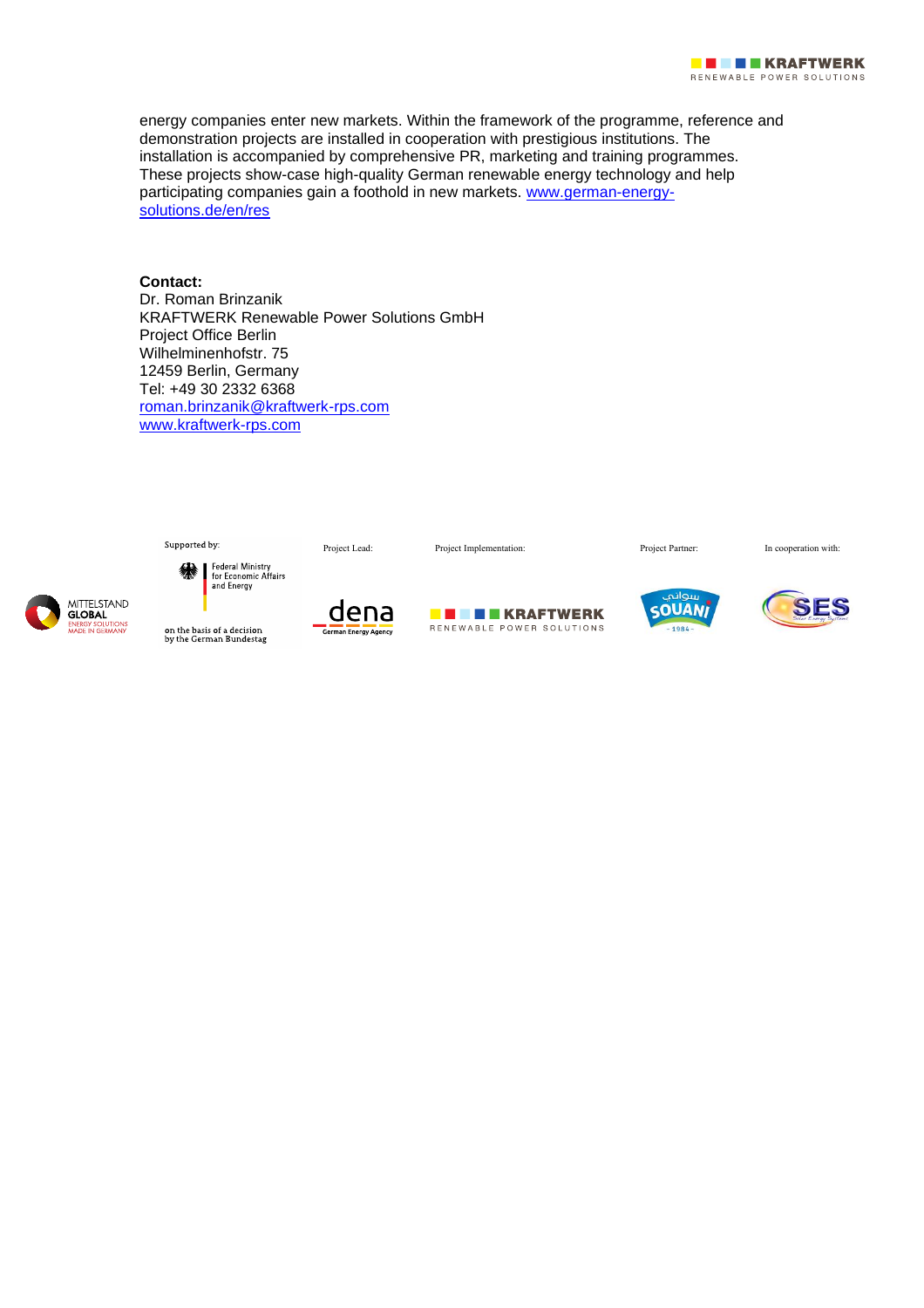energy companies enter new markets. Within the framework of the programme, reference and demonstration projects are installed in cooperation with prestigious institutions. The installation is accompanied by comprehensive PR, marketing and training programmes. These projects show-case high-quality German renewable energy technology and help participating companies gain a foothold in new markets. www.german-energy-solutions.de/en/res

**Contact:**
Dr. Roman Brinzanik
KRAFTWERK Renewable Power Solutions GmbH
Project Office Berlin
Wilhelminenhofstr. 75
12459 Berlin, Germany
Tel: +49 30 2332 6368
roman.brinzanik@kraftwerk-rps.com
www.kraftwerk-rps.com

MITTELSTAND GLOBAL ENERGY SOLUTIONS MADE IN GERMANY

Supported by: Federal Ministry for Economic Affairs and Energy on the basis of a decision by the German Bundestag

Project Lead: dena German Energy Agency

Project Implementation: KRAFTWERK RENEWABLE POWER SOLUTIONS

Project Partner: سواني SOUANI - 1984 -

In cooperation with: SES Solar Energy Systems